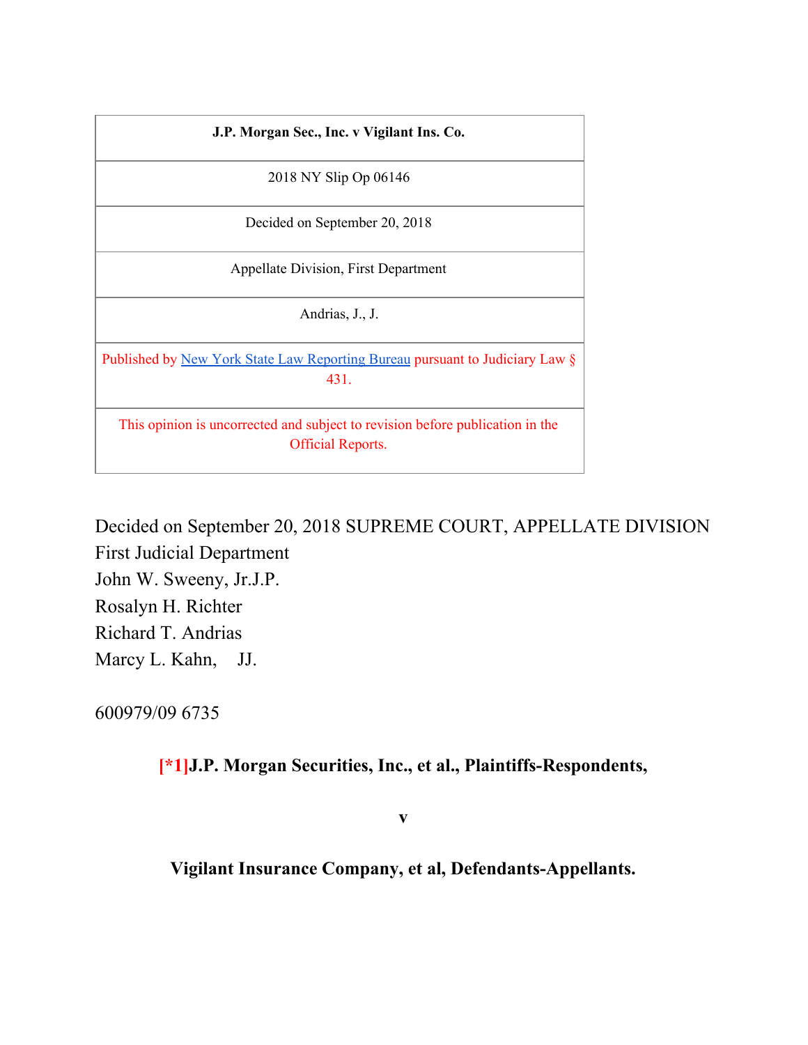| J.P. Morgan Sec., Inc. v Vigilant Ins. Co. |
| --- |
| 2018 NY Slip Op 06146 |
| Decided on September 20, 2018 |
| Appellate Division, First Department |
| Andrias, J., J. |
| Published by New York State Law Reporting Bureau pursuant to Judiciary Law § 431. |
| This opinion is uncorrected and subject to revision before publication in the Official Reports. |

Decided on September 20, 2018 SUPREME COURT, APPELLATE DIVISION
First Judicial Department
John W. Sweeny, Jr.J.P.
Rosalyn H. Richter
Richard T. Andrias
Marcy L. Kahn, JJ.

600979/09 6735

**[*1]J.P. Morgan Securities, Inc., et al., Plaintiffs-Respondents,**

**v**

**Vigilant Insurance Company, et al, Defendants-Appellants.**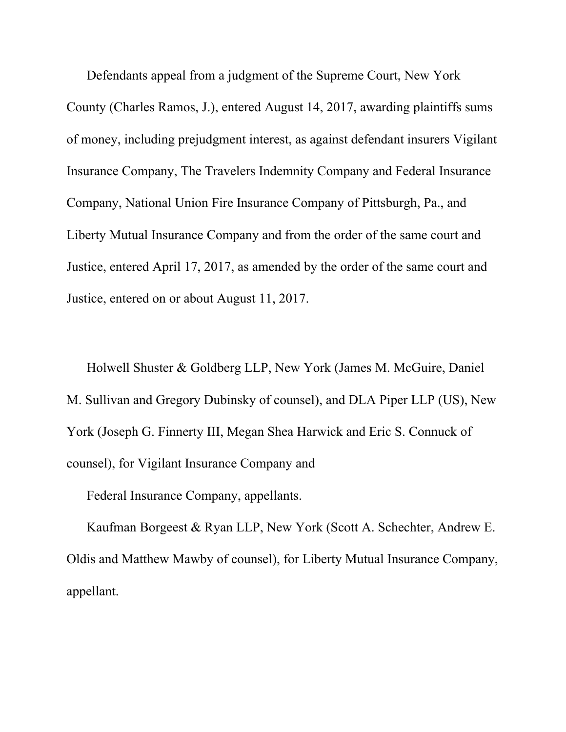Defendants appeal from a judgment of the Supreme Court, New York County (Charles Ramos, J.), entered August 14, 2017, awarding plaintiffs sums of money, including prejudgment interest, as against defendant insurers Vigilant Insurance Company, The Travelers Indemnity Company and Federal Insurance Company, National Union Fire Insurance Company of Pittsburgh, Pa., and Liberty Mutual Insurance Company and from the order of the same court and Justice, entered April 17, 2017, as amended by the order of the same court and Justice, entered on or about August 11, 2017.

Holwell Shuster & Goldberg LLP, New York (James M. McGuire, Daniel M. Sullivan and Gregory Dubinsky of counsel), and DLA Piper LLP (US), New York (Joseph G. Finnerty III, Megan Shea Harwick and Eric S. Connuck of counsel), for Vigilant Insurance Company and

Federal Insurance Company, appellants.

Kaufman Borgeest & Ryan LLP, New York (Scott A. Schechter, Andrew E. Oldis and Matthew Mawby of counsel), for Liberty Mutual Insurance Company, appellant.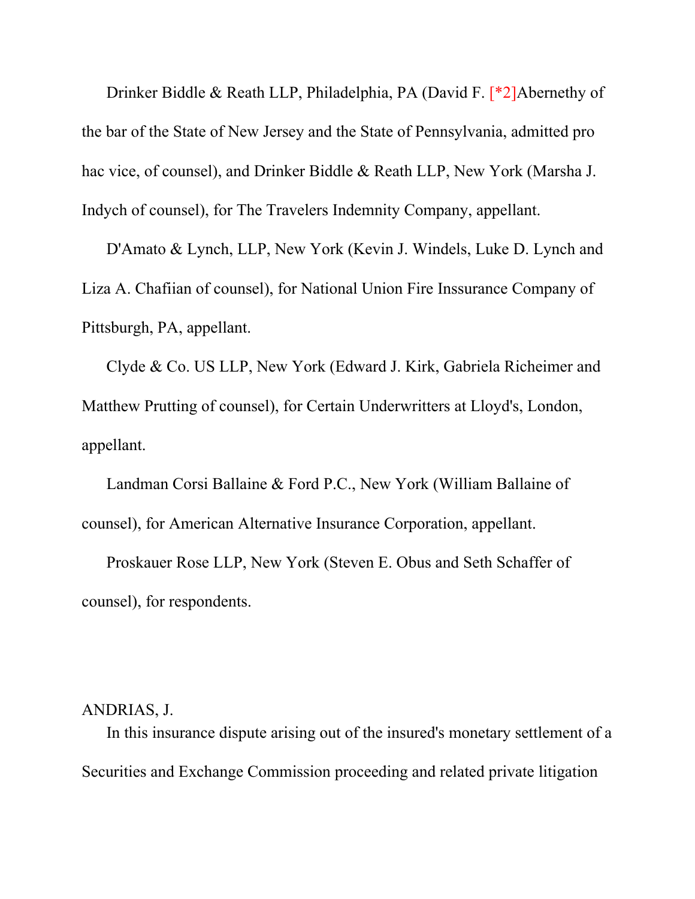Drinker Biddle & Reath LLP, Philadelphia, PA (David F. [*2]Abernethy of the bar of the State of New Jersey and the State of Pennsylvania, admitted pro hac vice, of counsel), and Drinker Biddle & Reath LLP, New York (Marsha J. Indych of counsel), for The Travelers Indemnity Company, appellant.

D'Amato & Lynch, LLP, New York (Kevin J. Windels, Luke D. Lynch and Liza A. Chafiian of counsel), for National Union Fire Inssurance Company of Pittsburgh, PA, appellant.

Clyde & Co. US LLP, New York (Edward J. Kirk, Gabriela Richeimer and Matthew Prutting of counsel), for Certain Underwriters at Lloyd's, London, appellant.

Landman Corsi Ballaine & Ford P.C., New York (William Ballaine of counsel), for American Alternative Insurance Corporation, appellant.

Proskauer Rose LLP, New York (Steven E. Obus and Seth Schaffer of counsel), for respondents.

ANDRIAS, J.

In this insurance dispute arising out of the insured's monetary settlement of a Securities and Exchange Commission proceeding and related private litigation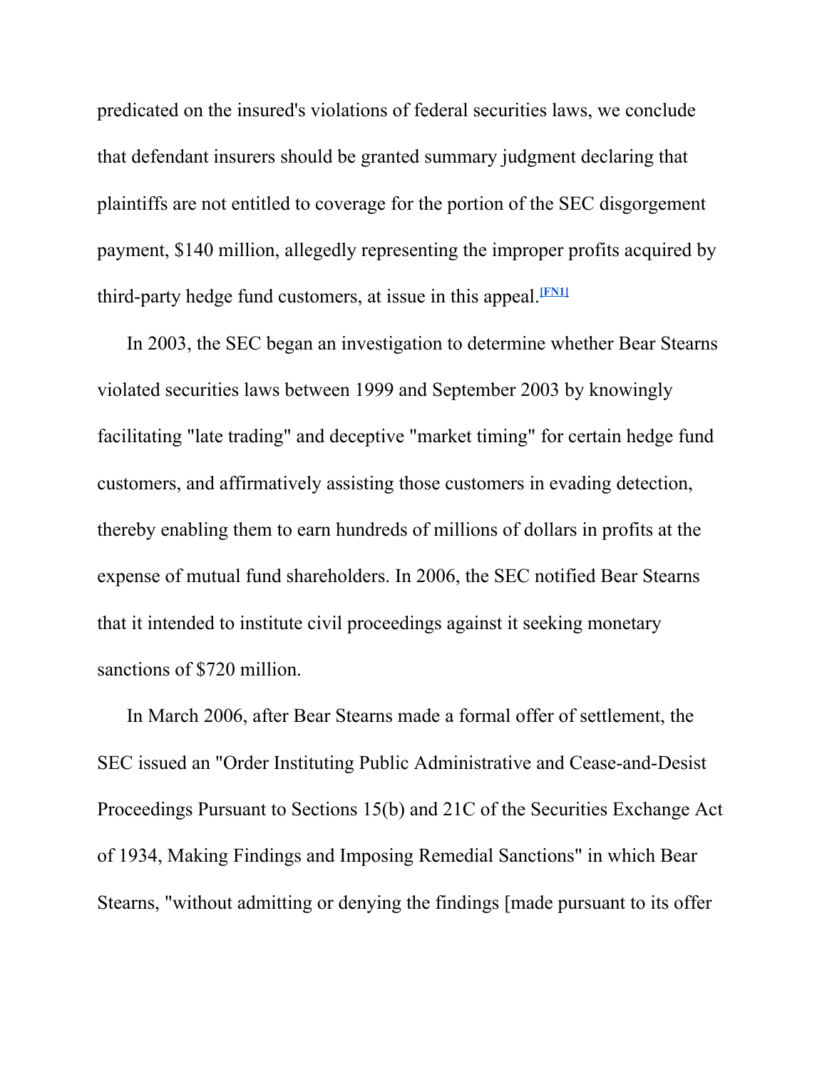predicated on the insured's violations of federal securities laws, we conclude that defendant insurers should be granted summary judgment declaring that plaintiffs are not entitled to coverage for the portion of the SEC disgorgement payment, $140 million, allegedly representing the improper profits acquired by third-party hedge fund customers, at issue in this appeal.[FN1]

In 2003, the SEC began an investigation to determine whether Bear Stearns violated securities laws between 1999 and September 2003 by knowingly facilitating "late trading" and deceptive "market timing" for certain hedge fund customers, and affirmatively assisting those customers in evading detection, thereby enabling them to earn hundreds of millions of dollars in profits at the expense of mutual fund shareholders. In 2006, the SEC notified Bear Stearns that it intended to institute civil proceedings against it seeking monetary sanctions of $720 million.

In March 2006, after Bear Stearns made a formal offer of settlement, the SEC issued an "Order Instituting Public Administrative and Cease-and-Desist Proceedings Pursuant to Sections 15(b) and 21C of the Securities Exchange Act of 1934, Making Findings and Imposing Remedial Sanctions" in which Bear Stearns, "without admitting or denying the findings [made pursuant to its offer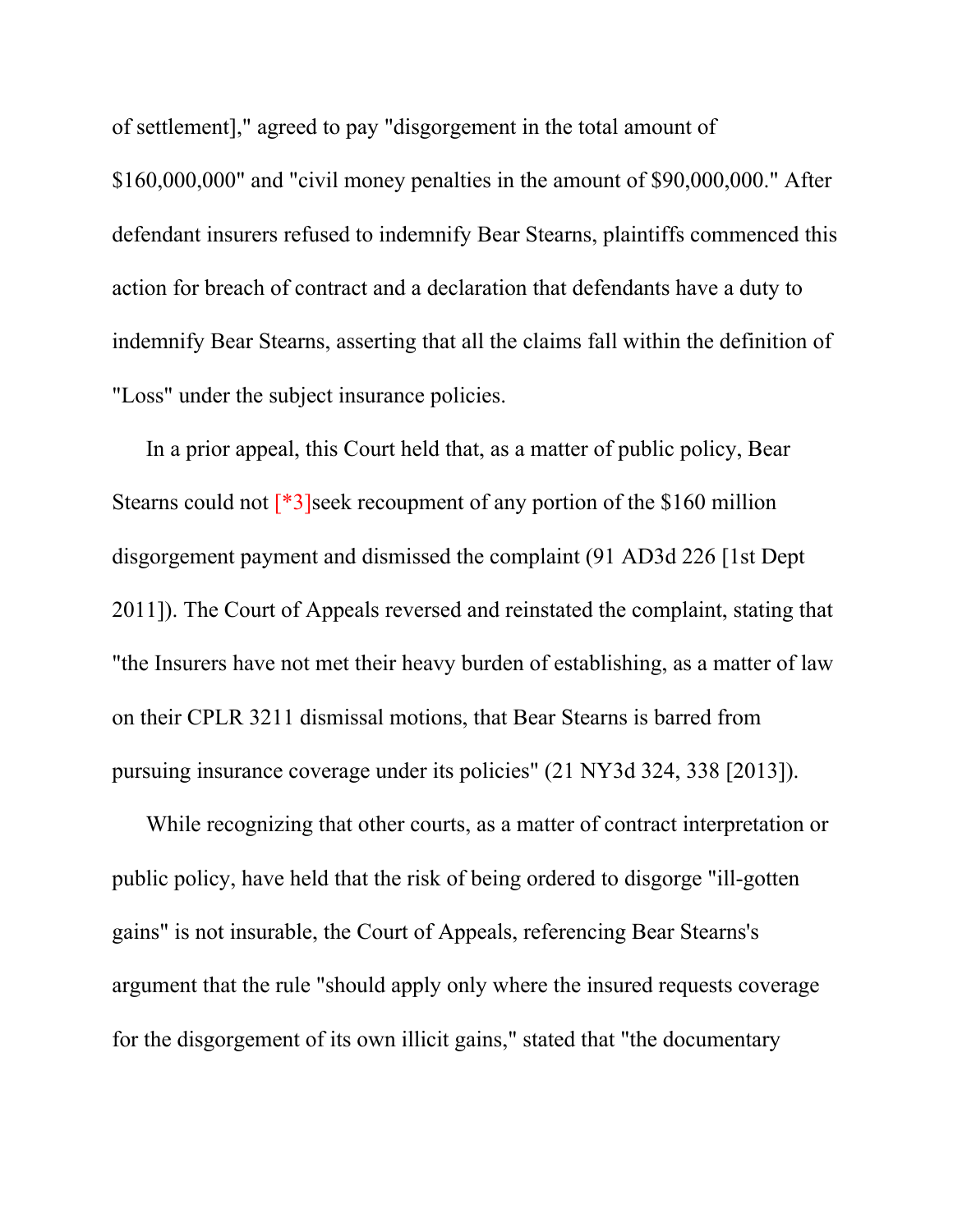of settlement]," agreed to pay "disgorgement in the total amount of $160,000,000" and "civil money penalties in the amount of $90,000,000." After defendant insurers refused to indemnify Bear Stearns, plaintiffs commenced this action for breach of contract and a declaration that defendants have a duty to indemnify Bear Stearns, asserting that all the claims fall within the definition of "Loss" under the subject insurance policies.

In a prior appeal, this Court held that, as a matter of public policy, Bear Stearns could not [*3]seek recoupment of any portion of the $160 million disgorgement payment and dismissed the complaint (91 AD3d 226 [1st Dept 2011]). The Court of Appeals reversed and reinstated the complaint, stating that "the Insurers have not met their heavy burden of establishing, as a matter of law on their CPLR 3211 dismissal motions, that Bear Stearns is barred from pursuing insurance coverage under its policies" (21 NY3d 324, 338 [2013]).

While recognizing that other courts, as a matter of contract interpretation or public policy, have held that the risk of being ordered to disgorge "ill-gotten gains" is not insurable, the Court of Appeals, referencing Bear Stearns's argument that the rule "should apply only where the insured requests coverage for the disgorgement of its own illicit gains," stated that "the documentary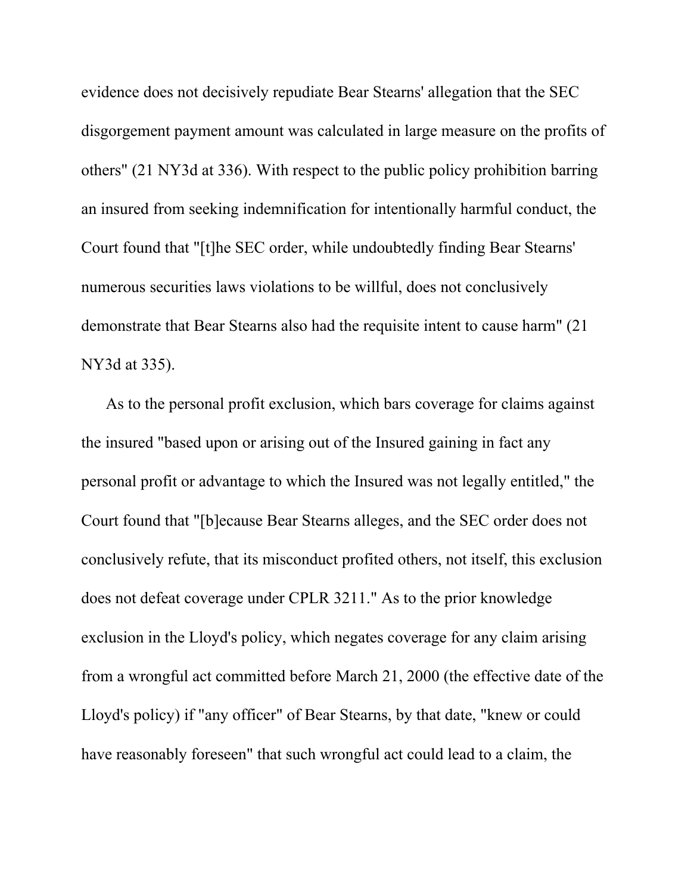evidence does not decisively repudiate Bear Stearns' allegation that the SEC disgorgement payment amount was calculated in large measure on the profits of others" (21 NY3d at 336). With respect to the public policy prohibition barring an insured from seeking indemnification for intentionally harmful conduct, the Court found that "[t]he SEC order, while undoubtedly finding Bear Stearns' numerous securities laws violations to be willful, does not conclusively demonstrate that Bear Stearns also had the requisite intent to cause harm" (21 NY3d at 335).

As to the personal profit exclusion, which bars coverage for claims against the insured "based upon or arising out of the Insured gaining in fact any personal profit or advantage to which the Insured was not legally entitled," the Court found that "[b]ecause Bear Stearns alleges, and the SEC order does not conclusively refute, that its misconduct profited others, not itself, this exclusion does not defeat coverage under CPLR 3211." As to the prior knowledge exclusion in the Lloyd's policy, which negates coverage for any claim arising from a wrongful act committed before March 21, 2000 (the effective date of the Lloyd's policy) if "any officer" of Bear Stearns, by that date, "knew or could have reasonably foreseen" that such wrongful act could lead to a claim, the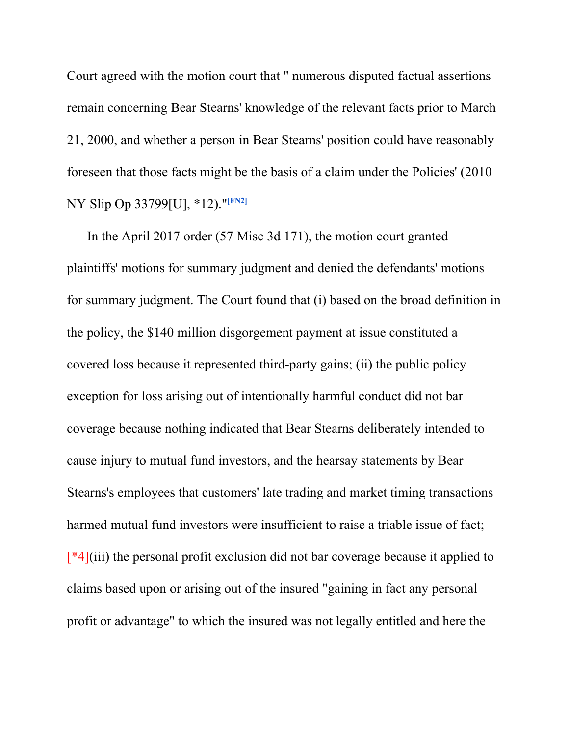Court agreed with the motion court that " numerous disputed factual assertions remain concerning Bear Stearns' knowledge of the relevant facts prior to March 21, 2000, and whether a person in Bear Stearns' position could have reasonably foreseen that those facts might be the basis of a claim under the Policies' (2010 NY Slip Op 33799[U], *12)."[FN2]

In the April 2017 order (57 Misc 3d 171), the motion court granted plaintiffs' motions for summary judgment and denied the defendants' motions for summary judgment. The Court found that (i) based on the broad definition in the policy, the $140 million disgorgement payment at issue constituted a covered loss because it represented third-party gains; (ii) the public policy exception for loss arising out of intentionally harmful conduct did not bar coverage because nothing indicated that Bear Stearns deliberately intended to cause injury to mutual fund investors, and the hearsay statements by Bear Stearns's employees that customers' late trading and market timing transactions harmed mutual fund investors were insufficient to raise a triable issue of fact; [*4](iii) the personal profit exclusion did not bar coverage because it applied to claims based upon or arising out of the insured "gaining in fact any personal profit or advantage" to which the insured was not legally entitled and here the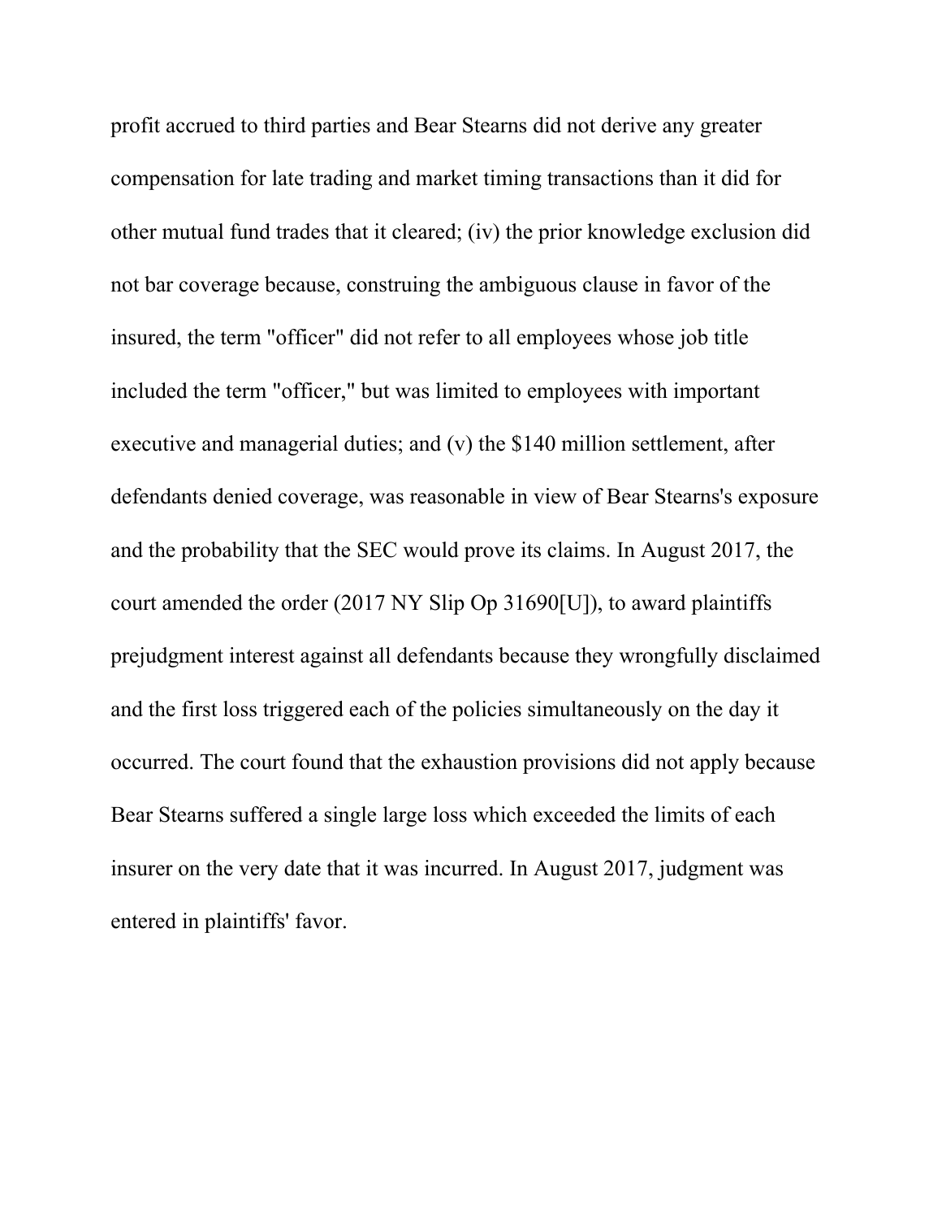profit accrued to third parties and Bear Stearns did not derive any greater compensation for late trading and market timing transactions than it did for other mutual fund trades that it cleared; (iv) the prior knowledge exclusion did not bar coverage because, construing the ambiguous clause in favor of the insured, the term "officer" did not refer to all employees whose job title included the term "officer," but was limited to employees with important executive and managerial duties; and (v) the $140 million settlement, after defendants denied coverage, was reasonable in view of Bear Stearns's exposure and the probability that the SEC would prove its claims. In August 2017, the court amended the order (2017 NY Slip Op 31690[U]), to award plaintiffs prejudgment interest against all defendants because they wrongfully disclaimed and the first loss triggered each of the policies simultaneously on the day it occurred. The court found that the exhaustion provisions did not apply because Bear Stearns suffered a single large loss which exceeded the limits of each insurer on the very date that it was incurred. In August 2017, judgment was entered in plaintiffs' favor.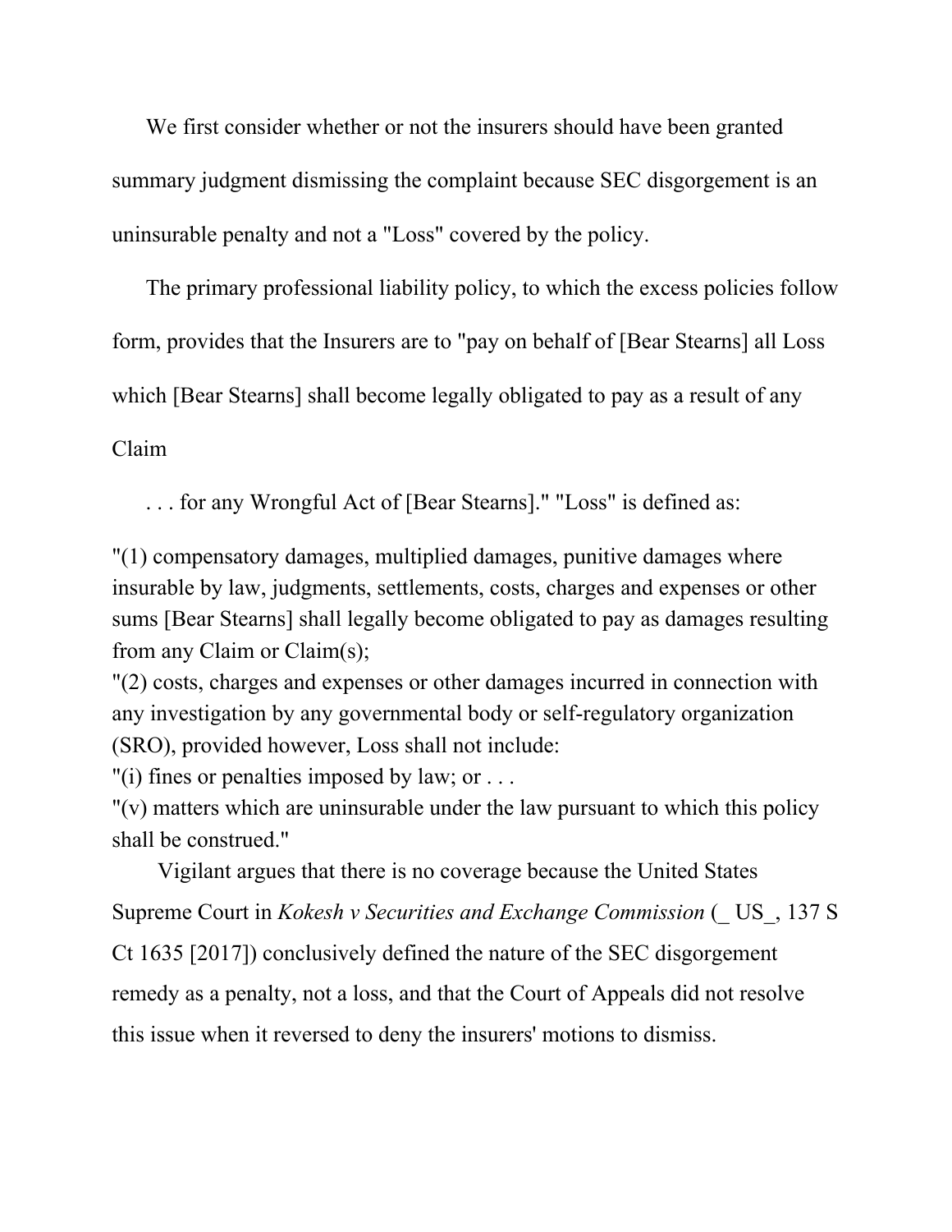We first consider whether or not the insurers should have been granted summary judgment dismissing the complaint because SEC disgorgement is an uninsurable penalty and not a "Loss" covered by the policy.

The primary professional liability policy, to which the excess policies follow form, provides that the Insurers are to "pay on behalf of [Bear Stearns] all Loss which [Bear Stearns] shall become legally obligated to pay as a result of any Claim

. . . for any Wrongful Act of [Bear Stearns]." "Loss" is defined as:

"(1) compensatory damages, multiplied damages, punitive damages where insurable by law, judgments, settlements, costs, charges and expenses or other sums [Bear Stearns] shall legally become obligated to pay as damages resulting from any Claim or Claim(s);
"(2) costs, charges and expenses or other damages incurred in connection with any investigation by any governmental body or self-regulatory organization (SRO), provided however, Loss shall not include:
"(i) fines or penalties imposed by law; or . . .
"(v) matters which are uninsurable under the law pursuant to which this policy shall be construed."

Vigilant argues that there is no coverage because the United States Supreme Court in *Kokesh v Securities and Exchange Commission* (_ US_, 137 S Ct 1635 [2017]) conclusively defined the nature of the SEC disgorgement remedy as a penalty, not a loss, and that the Court of Appeals did not resolve this issue when it reversed to deny the insurers' motions to dismiss.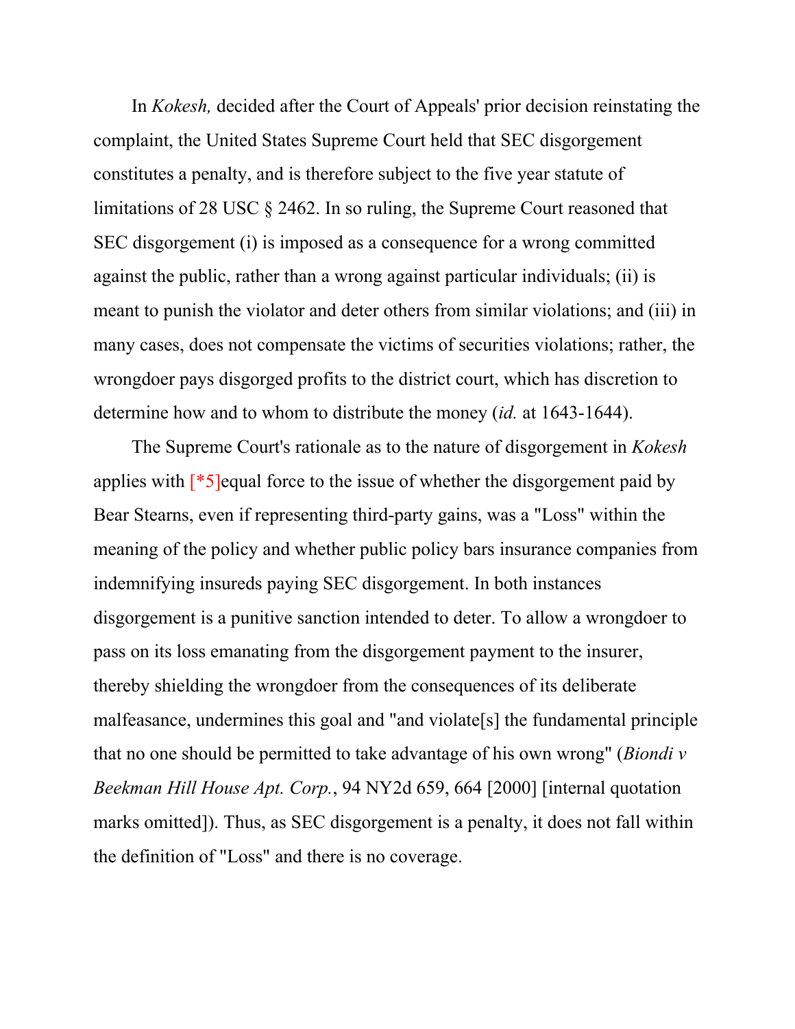In *Kokesh,* decided after the Court of Appeals' prior decision reinstating the complaint, the United States Supreme Court held that SEC disgorgement constitutes a penalty, and is therefore subject to the five year statute of limitations of 28 USC § 2462. In so ruling, the Supreme Court reasoned that SEC disgorgement (i) is imposed as a consequence for a wrong committed against the public, rather than a wrong against particular individuals; (ii) is meant to punish the violator and deter others from similar violations; and (iii) in many cases, does not compensate the victims of securities violations; rather, the wrongdoer pays disgorged profits to the district court, which has discretion to determine how and to whom to distribute the money (*id.* at 1643-1644).

The Supreme Court's rationale as to the nature of disgorgement in *Kokesh* applies with [*5]equal force to the issue of whether the disgorgement paid by Bear Stearns, even if representing third-party gains, was a "Loss" within the meaning of the policy and whether public policy bars insurance companies from indemnifying insureds paying SEC disgorgement. In both instances disgorgement is a punitive sanction intended to deter. To allow a wrongdoer to pass on its loss emanating from the disgorgement payment to the insurer, thereby shielding the wrongdoer from the consequences of its deliberate malfeasance, undermines this goal and "and violate[s] the fundamental principle that no one should be permitted to take advantage of his own wrong" (*Biondi v Beekman Hill House Apt. Corp.*, 94 NY2d 659, 664 [2000] [internal quotation marks omitted]). Thus, as SEC disgorgement is a penalty, it does not fall within the definition of "Loss" and there is no coverage.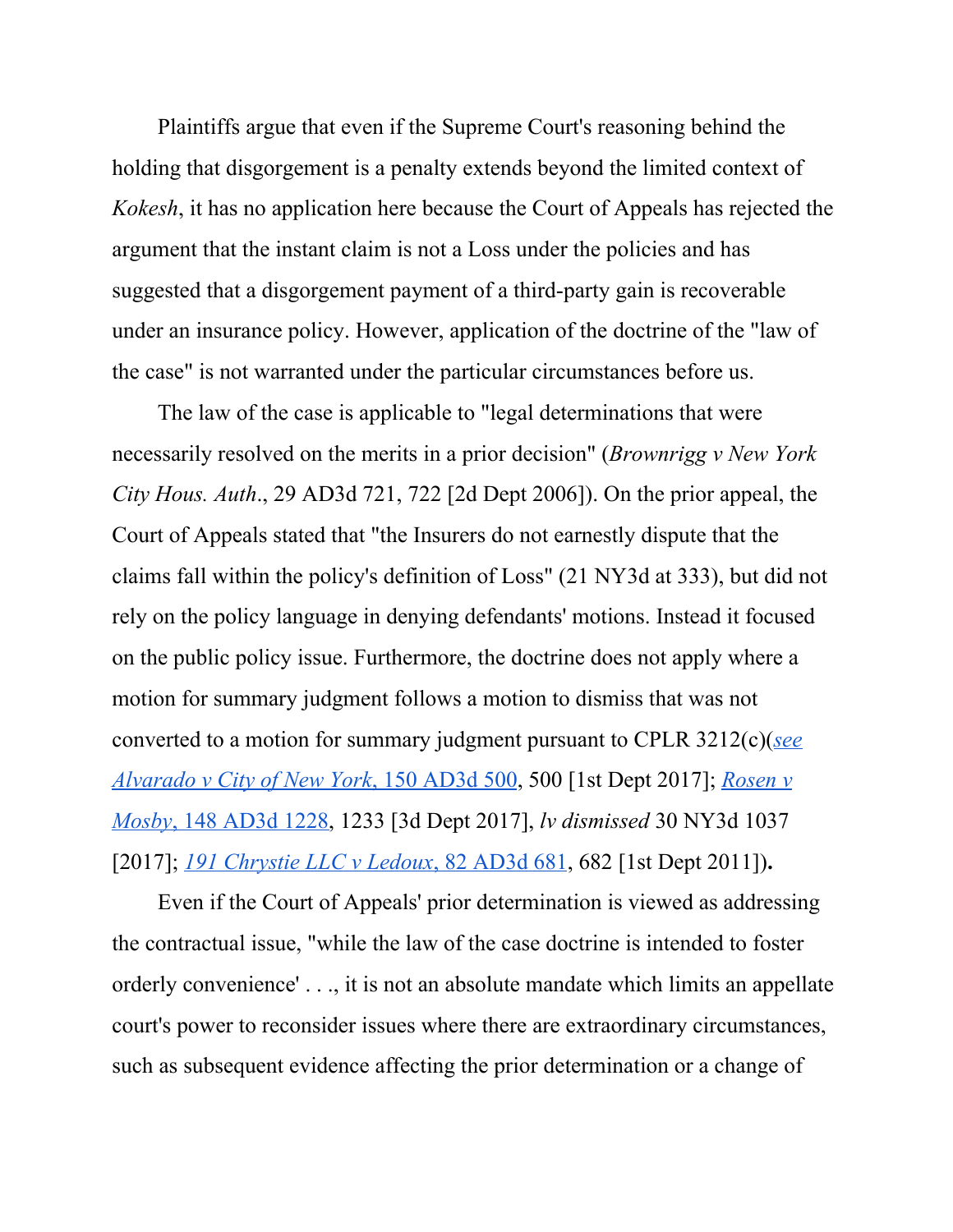Plaintiffs argue that even if the Supreme Court's reasoning behind the holding that disgorgement is a penalty extends beyond the limited context of *Kokesh*, it has no application here because the Court of Appeals has rejected the argument that the instant claim is not a Loss under the policies and has suggested that a disgorgement payment of a third-party gain is recoverable under an insurance policy. However, application of the doctrine of the "law of the case" is not warranted under the particular circumstances before us.

The law of the case is applicable to "legal determinations that were necessarily resolved on the merits in a prior decision" (*Brownrigg v New York City Hous. Auth*., 29 AD3d 721, 722 [2d Dept 2006]). On the prior appeal, the Court of Appeals stated that "the Insurers do not earnestly dispute that the claims fall within the policy's definition of Loss" (21 NY3d at 333), but did not rely on the policy language in denying defendants' motions. Instead it focused on the public policy issue. Furthermore, the doctrine does not apply where a motion for summary judgment follows a motion to dismiss that was not converted to a motion for summary judgment pursuant to CPLR 3212(c)(*see Alvarado v City of New York*, 150 AD3d 500, 500 [1st Dept 2017]; *Rosen v Mosby*, 148 AD3d 1228, 1233 [3d Dept 2017], *lv dismissed* 30 NY3d 1037 [2017]; *191 Chrystie LLC v Ledoux*, 82 AD3d 681, 682 [1st Dept 2011])**.**

Even if the Court of Appeals' prior determination is viewed as addressing the contractual issue, "while the law of the case doctrine is intended to foster orderly convenience' . . ., it is not an absolute mandate which limits an appellate court's power to reconsider issues where there are extraordinary circumstances, such as subsequent evidence affecting the prior determination or a change of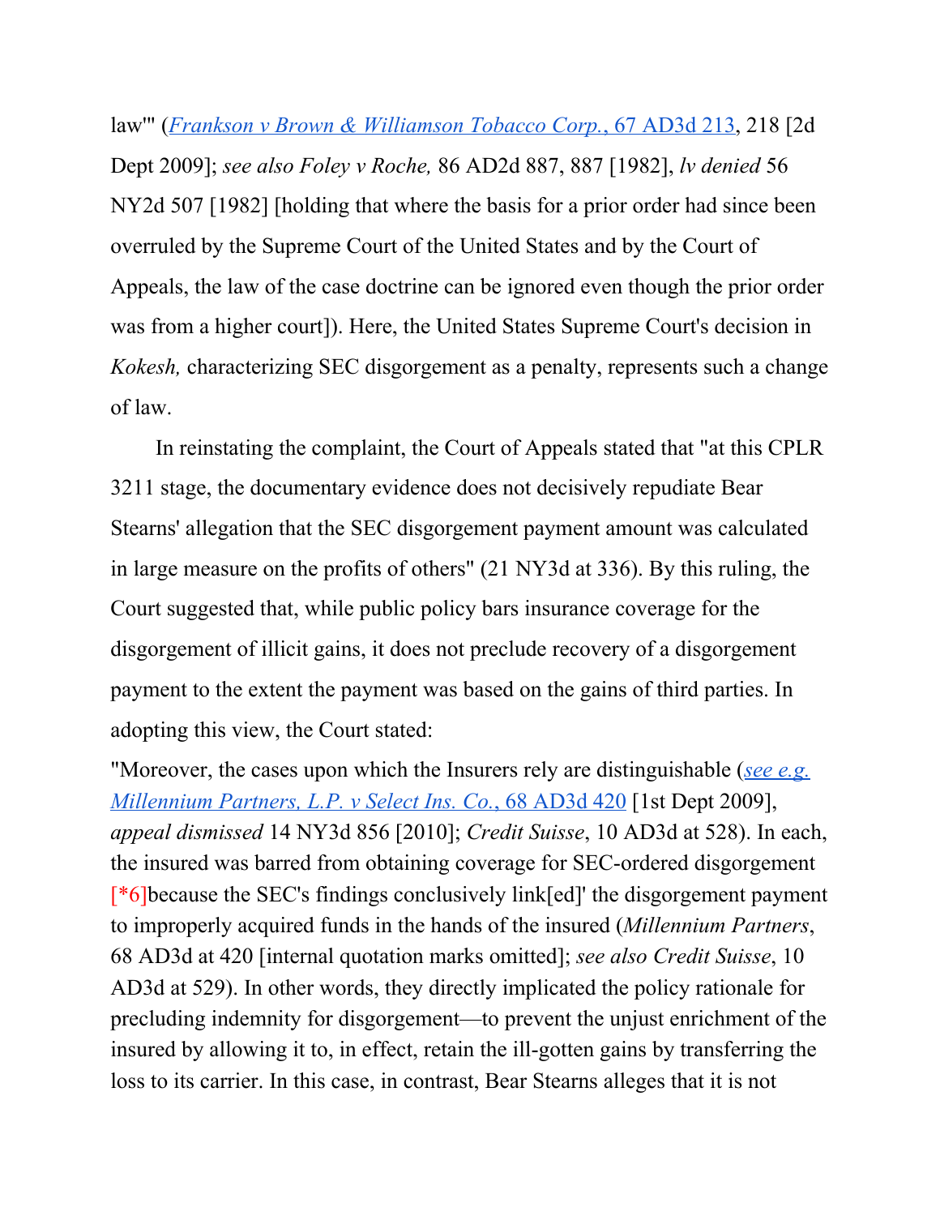law'" (*Frankson v Brown & Williamson Tobacco Corp.*, 67 AD3d 213, 218 [2d Dept 2009]; *see also Foley v Roche,* 86 AD2d 887, 887 [1982], *lv denied* 56 NY2d 507 [1982] [holding that where the basis for a prior order had since been overruled by the Supreme Court of the United States and by the Court of Appeals, the law of the case doctrine can be ignored even though the prior order was from a higher court]). Here, the United States Supreme Court's decision in *Kokesh,* characterizing SEC disgorgement as a penalty, represents such a change of law.

In reinstating the complaint, the Court of Appeals stated that "at this CPLR 3211 stage, the documentary evidence does not decisively repudiate Bear Stearns' allegation that the SEC disgorgement payment amount was calculated in large measure on the profits of others" (21 NY3d at 336). By this ruling, the Court suggested that, while public policy bars insurance coverage for the disgorgement of illicit gains, it does not preclude recovery of a disgorgement payment to the extent the payment was based on the gains of third parties. In adopting this view, the Court stated:

"Moreover, the cases upon which the Insurers rely are distinguishable (*see e.g. Millennium Partners, L.P. v Select Ins. Co.*, 68 AD3d 420 [1st Dept 2009], *appeal dismissed* 14 NY3d 856 [2010]; *Credit Suisse*, 10 AD3d at 528). In each, the insured was barred from obtaining coverage for SEC-ordered disgorgement [*6]because the SEC's findings conclusively link[ed]' the disgorgement payment to improperly acquired funds in the hands of the insured (*Millennium Partners*, 68 AD3d at 420 [internal quotation marks omitted]; *see also Credit Suisse*, 10 AD3d at 529). In other words, they directly implicated the policy rationale for precluding indemnity for disgorgement—to prevent the unjust enrichment of the insured by allowing it to, in effect, retain the ill-gotten gains by transferring the loss to its carrier. In this case, in contrast, Bear Stearns alleges that it is not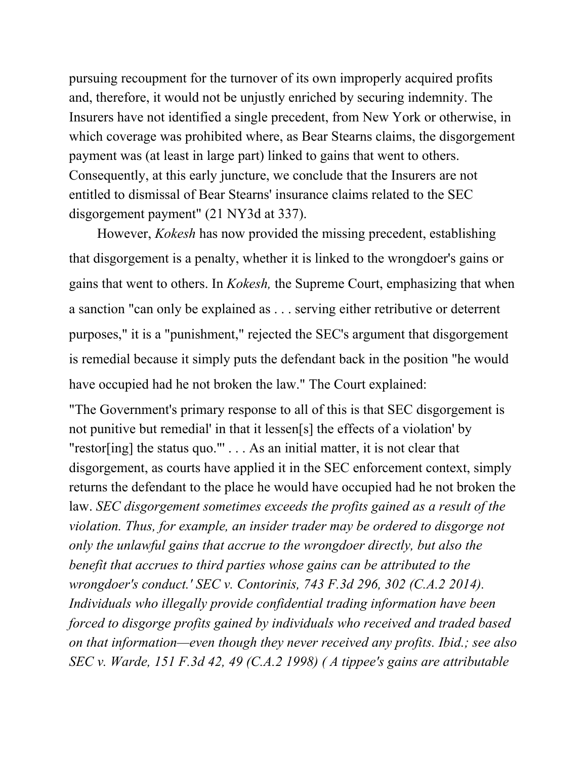pursuing recoupment for the turnover of its own improperly acquired profits and, therefore, it would not be unjustly enriched by securing indemnity. The Insurers have not identified a single precedent, from New York or otherwise, in which coverage was prohibited where, as Bear Stearns claims, the disgorgement payment was (at least in large part) linked to gains that went to others. Consequently, at this early juncture, we conclude that the Insurers are not entitled to dismissal of Bear Stearns' insurance claims related to the SEC disgorgement payment" (21 NY3d at 337).

However, *Kokesh* has now provided the missing precedent, establishing that disgorgement is a penalty, whether it is linked to the wrongdoer's gains or gains that went to others. In *Kokesh,* the Supreme Court, emphasizing that when a sanction "can only be explained as . . . serving either retributive or deterrent purposes," it is a "punishment," rejected the SEC's argument that disgorgement is remedial because it simply puts the defendant back in the position "he would have occupied had he not broken the law." The Court explained:

"The Government's primary response to all of this is that SEC disgorgement is not punitive but remedial' in that it lessen[s] the effects of a violation' by "restor[ing] the status quo."' . . . As an initial matter, it is not clear that disgorgement, as courts have applied it in the SEC enforcement context, simply returns the defendant to the place he would have occupied had he not broken the law. *SEC disgorgement sometimes exceeds the profits gained as a result of the violation. Thus, for example, an insider trader may be ordered to disgorge not only the unlawful gains that accrue to the wrongdoer directly, but also the benefit that accrues to third parties whose gains can be attributed to the wrongdoer's conduct.' SEC v. Contorinis, 743 F.3d 296, 302 (C.A.2 2014). Individuals who illegally provide confidential trading information have been forced to disgorge profits gained by individuals who received and traded based on that information—even though they never received any profits. Ibid.; see also SEC v. Warde, 151 F.3d 42, 49 (C.A.2 1998) ( A tippee's gains are attributable*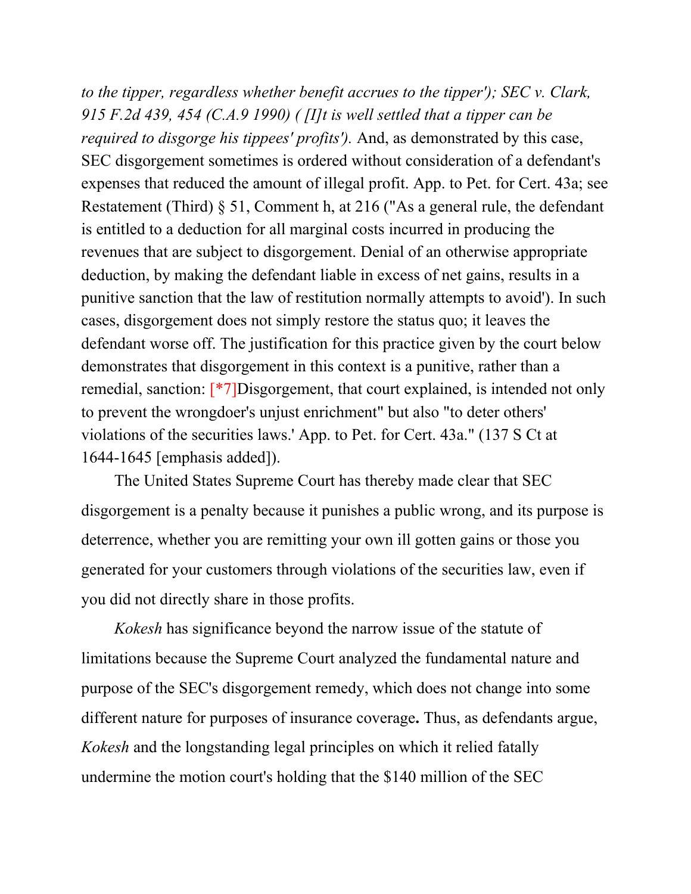*to the tipper, regardless whether benefit accrues to the tipper'); SEC v. Clark, 915 F.2d 439, 454 (C.A.9 1990) ( [I]t is well settled that a tipper can be required to disgorge his tippees' profits').* And, as demonstrated by this case, SEC disgorgement sometimes is ordered without consideration of a defendant's expenses that reduced the amount of illegal profit. App. to Pet. for Cert. 43a; see Restatement (Third) § 51, Comment h, at 216 ("As a general rule, the defendant is entitled to a deduction for all marginal costs incurred in producing the revenues that are subject to disgorgement. Denial of an otherwise appropriate deduction, by making the defendant liable in excess of net gains, results in a punitive sanction that the law of restitution normally attempts to avoid'). In such cases, disgorgement does not simply restore the status quo; it leaves the defendant worse off. The justification for this practice given by the court below demonstrates that disgorgement in this context is a punitive, rather than a remedial, sanction: [*7]Disgorgement, that court explained, is intended not only to prevent the wrongdoer's unjust enrichment" but also "to deter others' violations of the securities laws.' App. to Pet. for Cert. 43a." (137 S Ct at 1644-1645 [emphasis added]).

The United States Supreme Court has thereby made clear that SEC disgorgement is a penalty because it punishes a public wrong, and its purpose is deterrence, whether you are remitting your own ill gotten gains or those you generated for your customers through violations of the securities law, even if you did not directly share in those profits.

*Kokesh* has significance beyond the narrow issue of the statute of limitations because the Supreme Court analyzed the fundamental nature and purpose of the SEC's disgorgement remedy, which does not change into some different nature for purposes of insurance coverage**.** Thus, as defendants argue, *Kokesh* and the longstanding legal principles on which it relied fatally undermine the motion court's holding that the $140 million of the SEC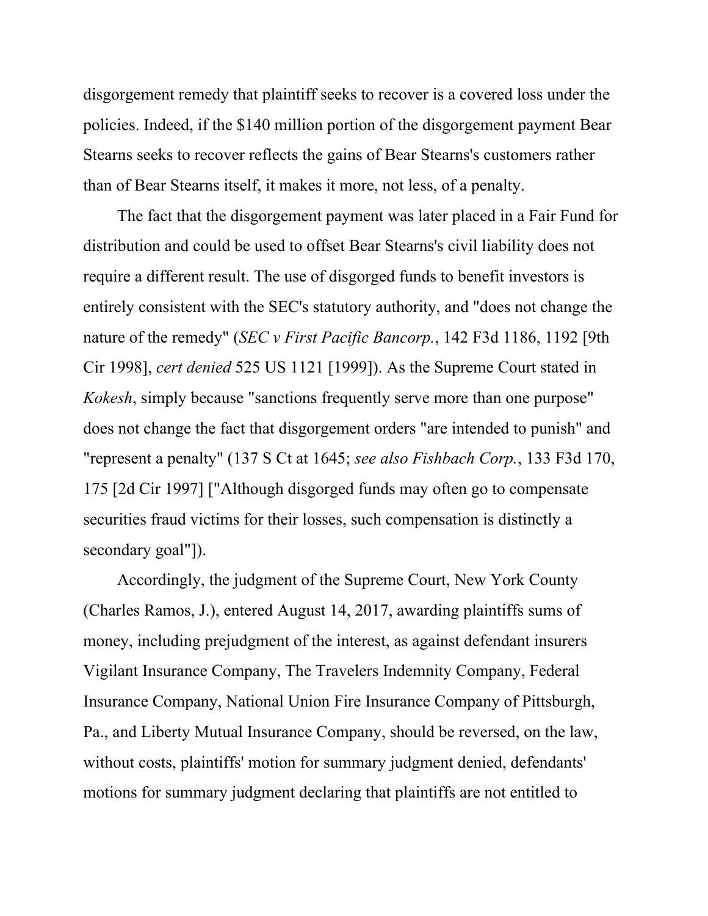disgorgement remedy that plaintiff seeks to recover is a covered loss under the policies. Indeed, if the $140 million portion of the disgorgement payment Bear Stearns seeks to recover reflects the gains of Bear Stearns's customers rather than of Bear Stearns itself, it makes it more, not less, of a penalty.

The fact that the disgorgement payment was later placed in a Fair Fund for distribution and could be used to offset Bear Stearns's civil liability does not require a different result. The use of disgorged funds to benefit investors is entirely consistent with the SEC's statutory authority, and "does not change the nature of the remedy" (*SEC v First Pacific Bancorp.*, 142 F3d 1186, 1192 [9th Cir 1998], *cert denied* 525 US 1121 [1999]). As the Supreme Court stated in *Kokesh*, simply because "sanctions frequently serve more than one purpose" does not change the fact that disgorgement orders "are intended to punish" and "represent a penalty" (137 S Ct at 1645; *see also Fishbach Corp.*, 133 F3d 170, 175 [2d Cir 1997] ["Although disgorged funds may often go to compensate securities fraud victims for their losses, such compensation is distinctly a secondary goal"]).

Accordingly, the judgment of the Supreme Court, New York County (Charles Ramos, J.), entered August 14, 2017, awarding plaintiffs sums of money, including prejudgment of the interest, as against defendant insurers Vigilant Insurance Company, The Travelers Indemnity Company, Federal Insurance Company, National Union Fire Insurance Company of Pittsburgh, Pa., and Liberty Mutual Insurance Company, should be reversed, on the law, without costs, plaintiffs' motion for summary judgment denied, defendants' motions for summary judgment declaring that plaintiffs are not entitled to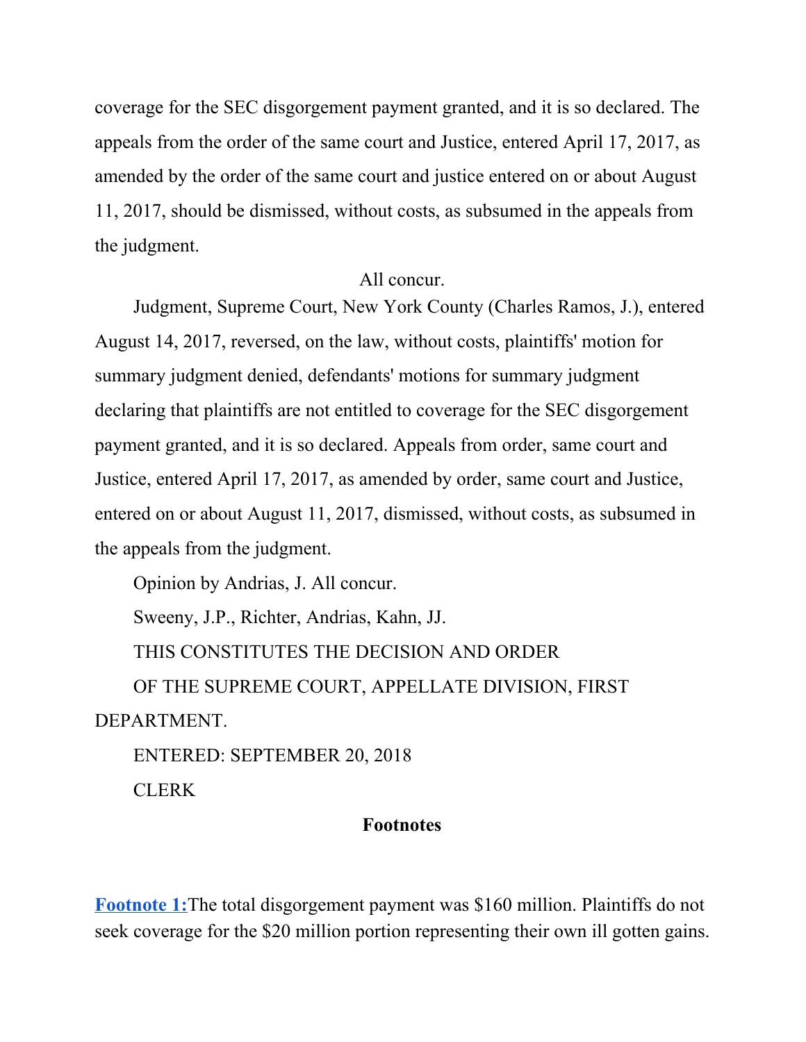coverage for the SEC disgorgement payment granted, and it is so declared. The appeals from the order of the same court and Justice, entered April 17, 2017, as amended by the order of the same court and justice entered on or about August 11, 2017, should be dismissed, without costs, as subsumed in the appeals from the judgment.

All concur.

Judgment, Supreme Court, New York County (Charles Ramos, J.), entered August 14, 2017, reversed, on the law, without costs, plaintiffs' motion for summary judgment denied, defendants' motions for summary judgment declaring that plaintiffs are not entitled to coverage for the SEC disgorgement payment granted, and it is so declared. Appeals from order, same court and Justice, entered April 17, 2017, as amended by order, same court and Justice, entered on or about August 11, 2017, dismissed, without costs, as subsumed in the appeals from the judgment.

Opinion by Andrias, J. All concur.

Sweeny, J.P., Richter, Andrias, Kahn, JJ.

THIS CONSTITUTES THE DECISION AND ORDER

OF THE SUPREME COURT, APPELLATE DIVISION, FIRST DEPARTMENT.

ENTERED: SEPTEMBER 20, 2018

CLERK

**Footnotes**

**Footnote 1:** The total disgorgement payment was $160 million. Plaintiffs do not seek coverage for the $20 million portion representing their own ill gotten gains.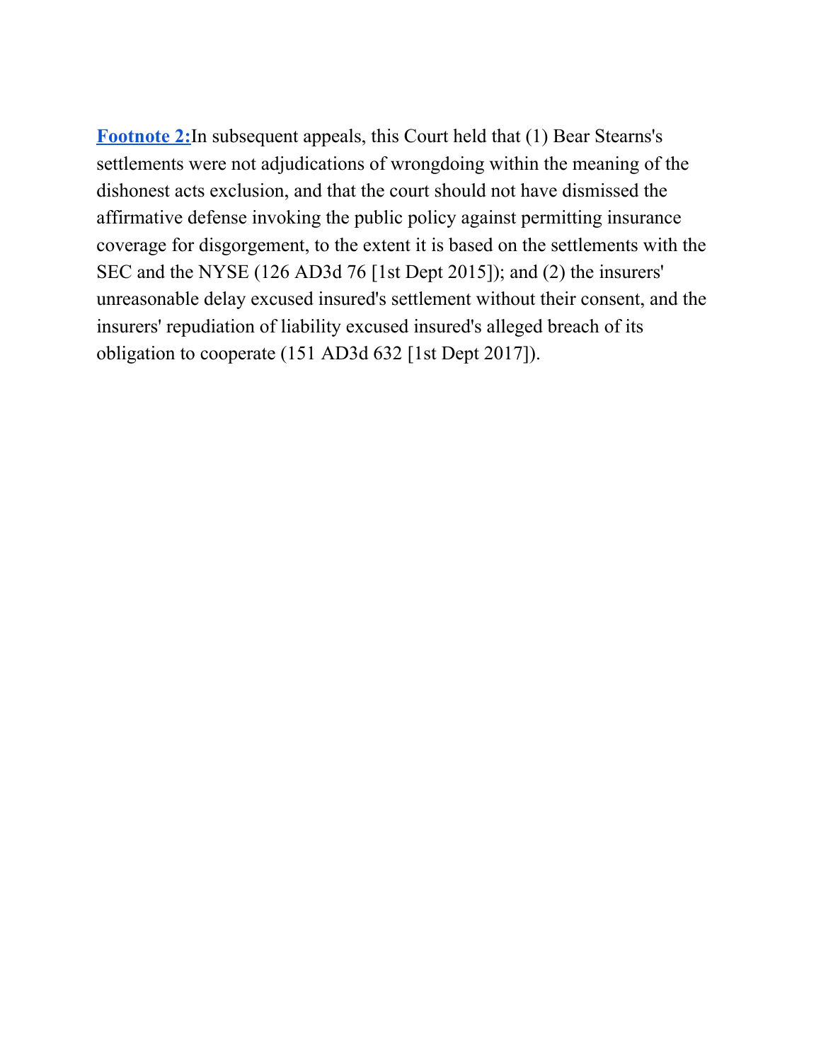**Footnote 2:**In subsequent appeals, this Court held that (1) Bear Stearns's settlements were not adjudications of wrongdoing within the meaning of the dishonest acts exclusion, and that the court should not have dismissed the affirmative defense invoking the public policy against permitting insurance coverage for disgorgement, to the extent it is based on the settlements with the SEC and the NYSE (126 AD3d 76 [1st Dept 2015]); and (2) the insurers' unreasonable delay excused insured's settlement without their consent, and the insurers' repudiation of liability excused insured's alleged breach of its obligation to cooperate (151 AD3d 632 [1st Dept 2017]).